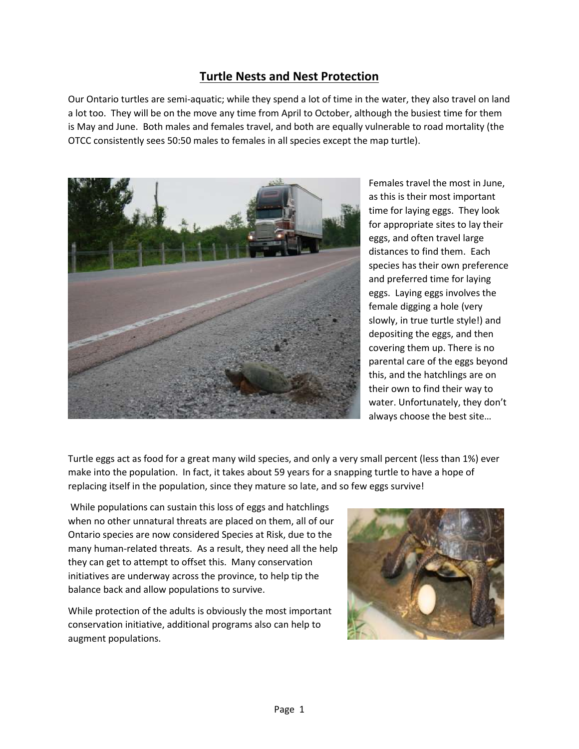# Turtle Nests and Nest Protection

Our Ontario turtles are semi-aquatic; while they spend a lot of time in the water, they also travel on land a lot too. They will be on the move any time from April to October, although the busiest time for them is May and June. Both males and females travel, and both are equally vulnerable to road mortality (the OTCC consistently sees 50:50 males to females in all species except the map turtle).

Females travel the most in June, as this is their most important time for laying eggs. They look for appropriate sites to lay their eggs, and often travel large distances to find them. Each species has their own preference and preferred time for laying eggs. Laying eggs involves the female digging a hole (very slowly, in true turtle style!) and depositing the eggs, and then covering them up. There is no parental care of the eggs beyond this, and the hatchlings are on their own to find their way to water. Unfortunately, they don't always choose the best site…

Turtle eggs act as food for a great many wild species, and only a very small percent (less than 1%) ever make into the population. In fact, it takes about 59 years for a snapping turtle to have a hope of replacing itself in the population, since they mature so late, and so few eggs survive!

While populations can sustain this loss of eggs and hatchlings when no other unnatural threats are placed on them, all of our Ontario species are now considered Species at Risk, due to the many human-related threats. As a result, they need all the help they can get to attempt to offset this. Many conservation initiatives are underway across the province, to help tip the balance back and allow populations to survive.

While protection of the adults is obviously the most important conservation initiative, additional programs also can help to augment populations.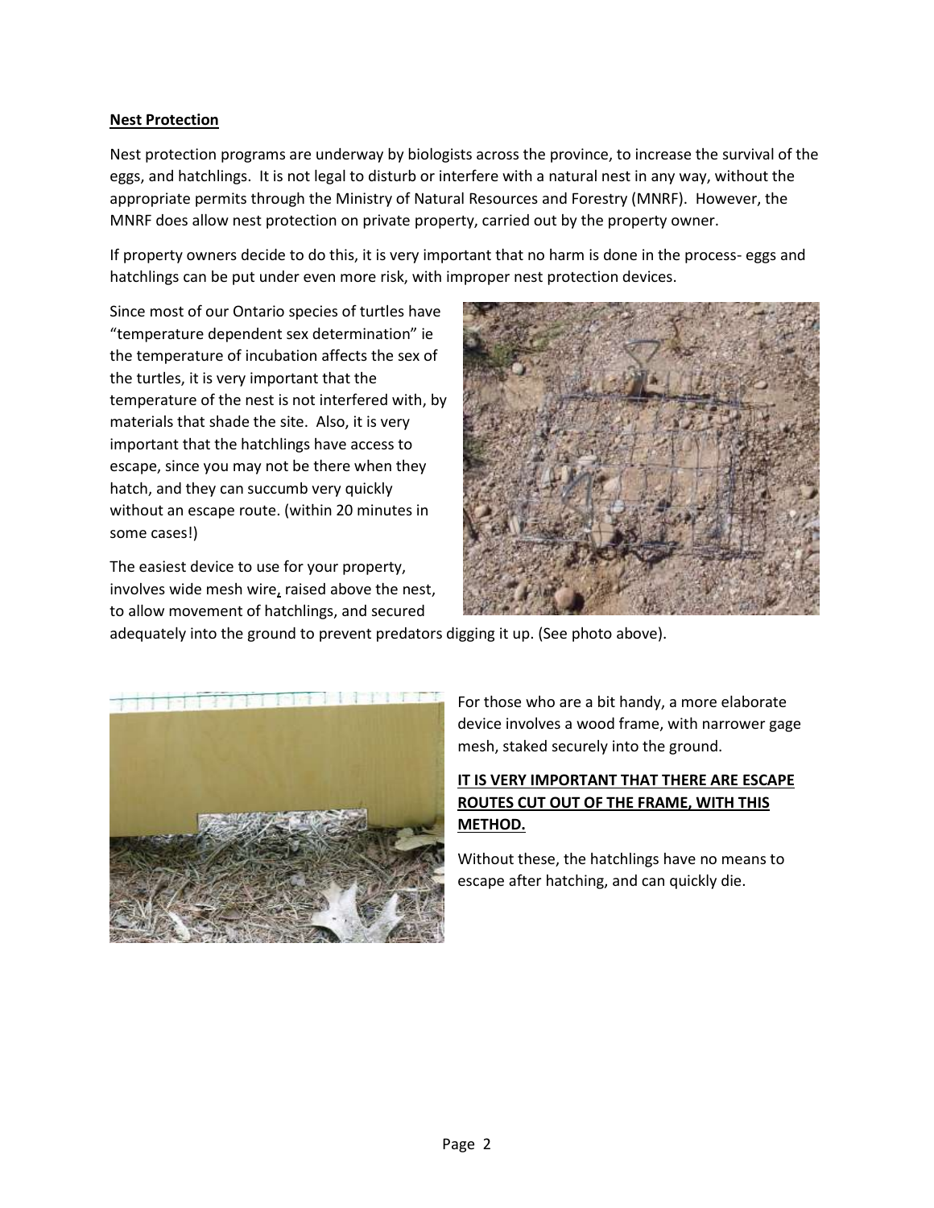**Nest Protection**

Nest protection programs are underway by biologists across the province, to increase the survival of the eggs, and hatchlings. It is not legal to disturb or interfere with a natural nest in any way, without the appropriate permits through the Ministry of Natural Resources and Forestry (MNRF). However, the MNRF does allow nest protection on private property, carried out by the property owner.

If property owners decide to do this, it is very important that no harm is done in the process- eggs and hatchlings can be put under even more risk, with improper nest protection devices.

Since most of our Ontario species of turtles have "temperature dependent sex determination" ie the temperature of incubation affects the sex of the turtles, it is very important that the temperature of the nest is not interfered with, by materials that shade the site. Also, it is very important that the hatchlings have access to escape, since you may not be there when they hatch, and they can succumb very quickly without an escape route. (within 20 minutes in some cases!)

The easiest device to use for your property, involves wide mesh wire, raised above the nest, to allow movement of hatchlings, and secured adequately into the ground to prevent predators digging it up. (See photo above).

For those who are a bit handy, a more elaborate device involves a wood frame, with narrower gage mesh, staked securely into the ground.

**IT IS VERY IMPORTANT THAT THERE ARE ESCAPE ROUTES CUT OUT OF THE FRAME, WITH THIS METHOD.**

Without these, the hatchlings have no means to escape after hatching, and can quickly die.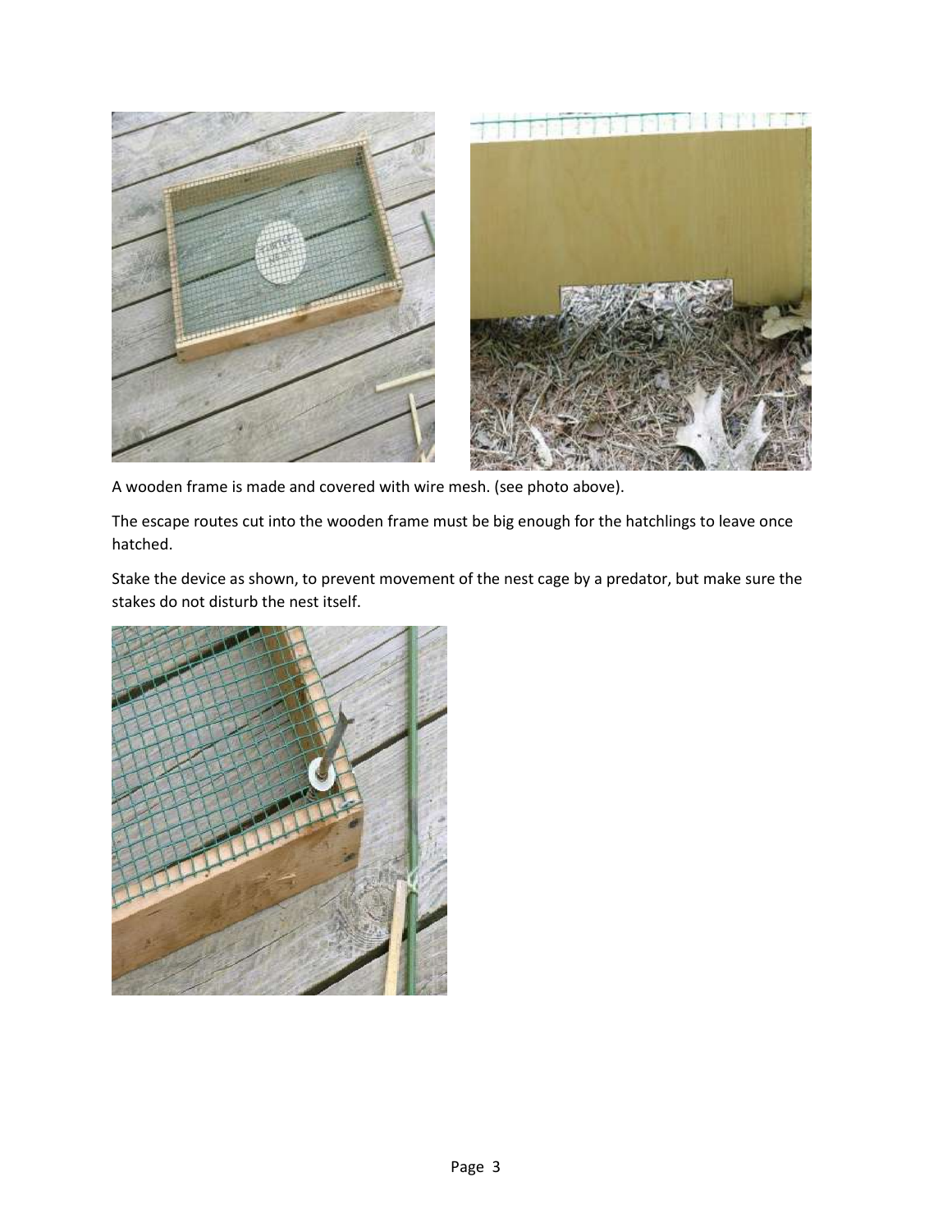A wooden frame is made and covered with wire mesh. (see photo above).

The escape routes cut into the wooden frame must be big enough for the hatchlings to leave once hatched.

Stake the device as shown, to prevent movement of the nest cage by a predator, but make sure the stakes do not disturb the nest itself.